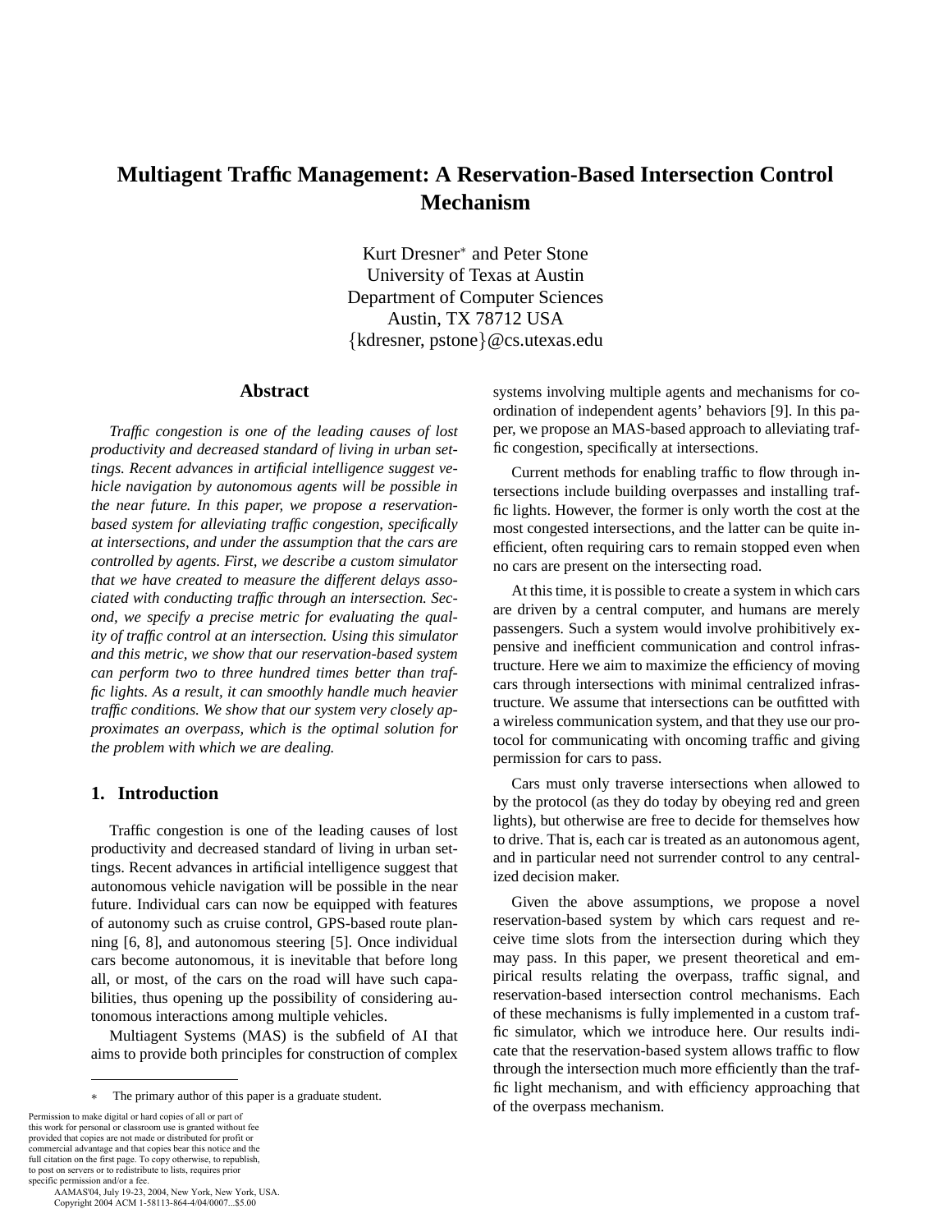# Multiagent Traffic Management: A Reservation-Based Intersection Control Mechanism

Kurt Dresner[*] and Peter Stone
University of Texas at Austin
Department of Computer Sciences
Austin, TX 78712 USA
{kdresner, pstone}@cs.utexas.edu

## Abstract

*Traffic congestion is one of the leading causes of lost productivity and decreased standard of living in urban settings. Recent advances in artificial intelligence suggest vehicle navigation by autonomous agents will be possible in the near future. In this paper, we propose a reservation-based system for alleviating traffic congestion, specifically at intersections, and under the assumption that the cars are controlled by agents. First, we describe a custom simulator that we have created to measure the different delays associated with conducting traffic through an intersection. Second, we specify a precise metric for evaluating the quality of traffic control at an intersection. Using this simulator and this metric, we show that our reservation-based system can perform two to three hundred times better than traffic lights. As a result, it can smoothly handle much heavier traffic conditions. We show that our system very closely approximates an overpass, which is the optimal solution for the problem with which we are dealing.*

## 1. Introduction

Traffic congestion is one of the leading causes of lost productivity and decreased standard of living in urban settings. Recent advances in artificial intelligence suggest that autonomous vehicle navigation will be possible in the near future. Individual cars can now be equipped with features of autonomy such as cruise control, GPS-based route planning [6, 8], and autonomous steering [5]. Once individual cars become autonomous, it is inevitable that before long all, or most, of the cars on the road will have such capabilities, thus opening up the possibility of considering autonomous interactions among multiple vehicles.

Multiagent Systems (MAS) is the subfield of AI that aims to provide both principles for construction of complex systems involving multiple agents and mechanisms for coordination of independent agents' behaviors [9]. In this paper, we propose an MAS-based approach to alleviating traffic congestion, specifically at intersections.

Current methods for enabling traffic to flow through intersections include building overpasses and installing traffic lights. However, the former is only worth the cost at the most congested intersections, and the latter can be quite inefficient, often requiring cars to remain stopped even when no cars are present on the intersecting road.

At this time, it is possible to create a system in which cars are driven by a central computer, and humans are merely passengers. Such a system would involve prohibitively expensive and inefficient communication and control infrastructure. Here we aim to maximize the efficiency of moving cars through intersections with minimal centralized infrastructure. We assume that intersections can be outfitted with a wireless communication system, and that they use our protocol for communicating with oncoming traffic and giving permission for cars to pass.

Cars must only traverse intersections when allowed to by the protocol (as they do today by obeying red and green lights), but otherwise are free to decide for themselves how to drive. That is, each car is treated as an autonomous agent, and in particular need not surrender control to any centralized decision maker.

Given the above assumptions, we propose a novel reservation-based system by which cars request and receive time slots from the intersection during which they may pass. In this paper, we present theoretical and empirical results relating the overpass, traffic signal, and reservation-based intersection control mechanisms. Each of these mechanisms is fully implemented in a custom traffic simulator, which we introduce here. Our results indicate that the reservation-based system allows traffic to flow through the intersection much more efficiently than the traffic light mechanism, and with efficiency approaching that of the overpass mechanism.

---

[*] The primary author of this paper is a graduate student.

Permission to make digital or hard copies of all or part of this work for personal or classroom use is granted without fee provided that copies are not made or distributed for profit or commercial advantage and that copies bear this notice and the full citation on the first page. To copy otherwise, to republish, to post on servers or to redistribute to lists, requires prior specific permission and/or a fee.
AAMAS'04, July 19-23, 2004, New York, New York, USA.
Copyright 2004 ACM 1-58113-864-4/04/0007...$5.00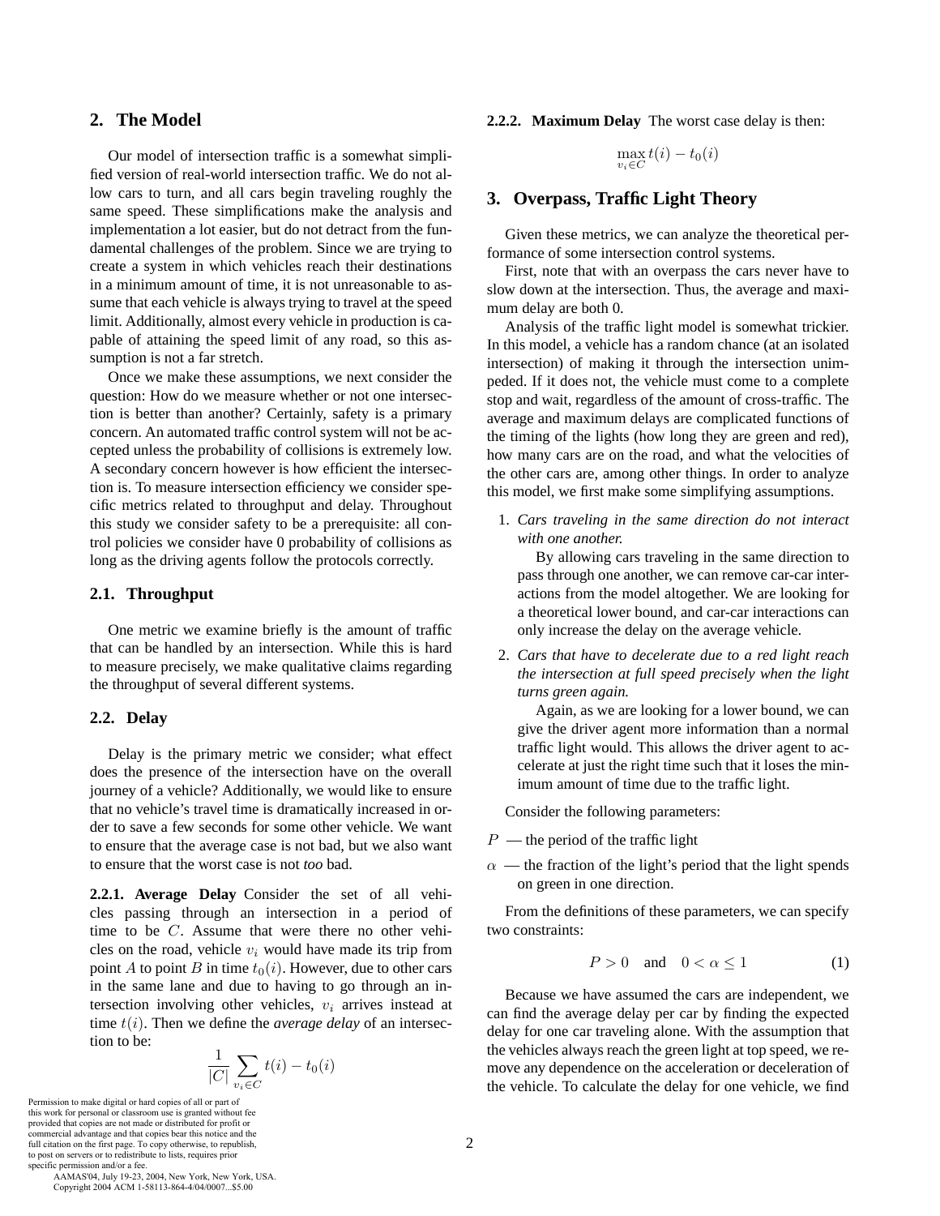## 2. The Model

Our model of intersection traffic is a somewhat simplified version of real-world intersection traffic. We do not allow cars to turn, and all cars begin traveling roughly the same speed. These simplifications make the analysis and implementation a lot easier, but do not detract from the fundamental challenges of the problem. Since we are trying to create a system in which vehicles reach their destinations in a minimum amount of time, it is not unreasonable to assume that each vehicle is always trying to travel at the speed limit. Additionally, almost every vehicle in production is capable of attaining the speed limit of any road, so this assumption is not a far stretch.

Once we make these assumptions, we next consider the question: How do we measure whether or not one intersection is better than another? Certainly, safety is a primary concern. An automated traffic control system will not be accepted unless the probability of collisions is extremely low. A secondary concern however is how efficient the intersection is. To measure intersection efficiency we consider specific metrics related to throughput and delay. Throughout this study we consider safety to be a prerequisite: all control policies we consider have 0 probability of collisions as long as the driving agents follow the protocols correctly.

### 2.1. Throughput

One metric we examine briefly is the amount of traffic that can be handled by an intersection. While this is hard to measure precisely, we make qualitative claims regarding the throughput of several different systems.

### 2.2. Delay

Delay is the primary metric we consider; what effect does the presence of the intersection have on the overall journey of a vehicle? Additionally, we would like to ensure that no vehicle's travel time is dramatically increased in order to save a few seconds for some other vehicle. We want to ensure that the average case is not bad, but we also want to ensure that the worst case is not *too* bad.

**2.2.1. Average Delay** Consider the set of all vehicles passing through an intersection in a period of time to be $C$. Assume that were there no other vehicles on the road, vehicle $v_i$ would have made its trip from point $A$ to point $B$ in time $t_0(i)$. However, due to other cars in the same lane and due to having to go through an intersection involving other vehicles, $v_i$ arrives instead at time $t(i)$. Then we define the *average delay* of an intersection to be:

$$\frac{1}{|C|}\sum_{v_i \in C} t(i) - t_0(i)$$

**2.2.2. Maximum Delay** The worst case delay is then:

$$\max_{v_i \in C} t(i) - t_0(i)$$

## 3. Overpass, Traffic Light Theory

Given these metrics, we can analyze the theoretical performance of some intersection control systems.

First, note that with an overpass the cars never have to slow down at the intersection. Thus, the average and maximum delay are both 0.

Analysis of the traffic light model is somewhat trickier. In this model, a vehicle has a random chance (at an isolated intersection) of making it through the intersection unimpeded. If it does not, the vehicle must come to a complete stop and wait, regardless of the amount of cross-traffic. The average and maximum delays are complicated functions of the timing of the lights (how long they are green and red), how many cars are on the road, and what the velocities of the other cars are, among other things. In order to analyze this model, we first make some simplifying assumptions.

1. *Cars traveling in the same direction do not interact with one another.*

   By allowing cars traveling in the same direction to pass through one another, we can remove car-car interactions from the model altogether. We are looking for a theoretical lower bound, and car-car interactions can only increase the delay on the average vehicle.

2. *Cars that have to decelerate due to a red light reach the intersection at full speed precisely when the light turns green again.*

   Again, as we are looking for a lower bound, we can give the driver agent more information than a normal traffic light would. This allows the driver agent to accelerate at just the right time such that it loses the minimum amount of time due to the traffic light.

Consider the following parameters:

$P$ — the period of the traffic light

$\alpha$ — the fraction of the light's period that the light spends on green in one direction.

From the definitions of these parameters, we can specify two constraints:

$$P > 0 \quad \text{and} \quad 0 < \alpha \leq 1 \tag{1}$$

Because we have assumed the cars are independent, we can find the average delay per car by finding the expected delay for one car traveling alone. With the assumption that the vehicles always reach the green light at top speed, we remove any dependence on the acceleration or deceleration of the vehicle. To calculate the delay for one vehicle, we find

Permission to make digital or hard copies of all or part of this work for personal or classroom use is granted without fee provided that copies are not made or distributed for profit or commercial advantage and that copies bear this notice and the full citation on the first page. To copy otherwise, to republish, to post on servers or to redistribute to lists, requires prior specific permission and/or a fee.
AAMAS'04, July 19-23, 2004, New York, New York, USA.
Copyright 2004 ACM 1-58113-864-4/04/0007...$5.00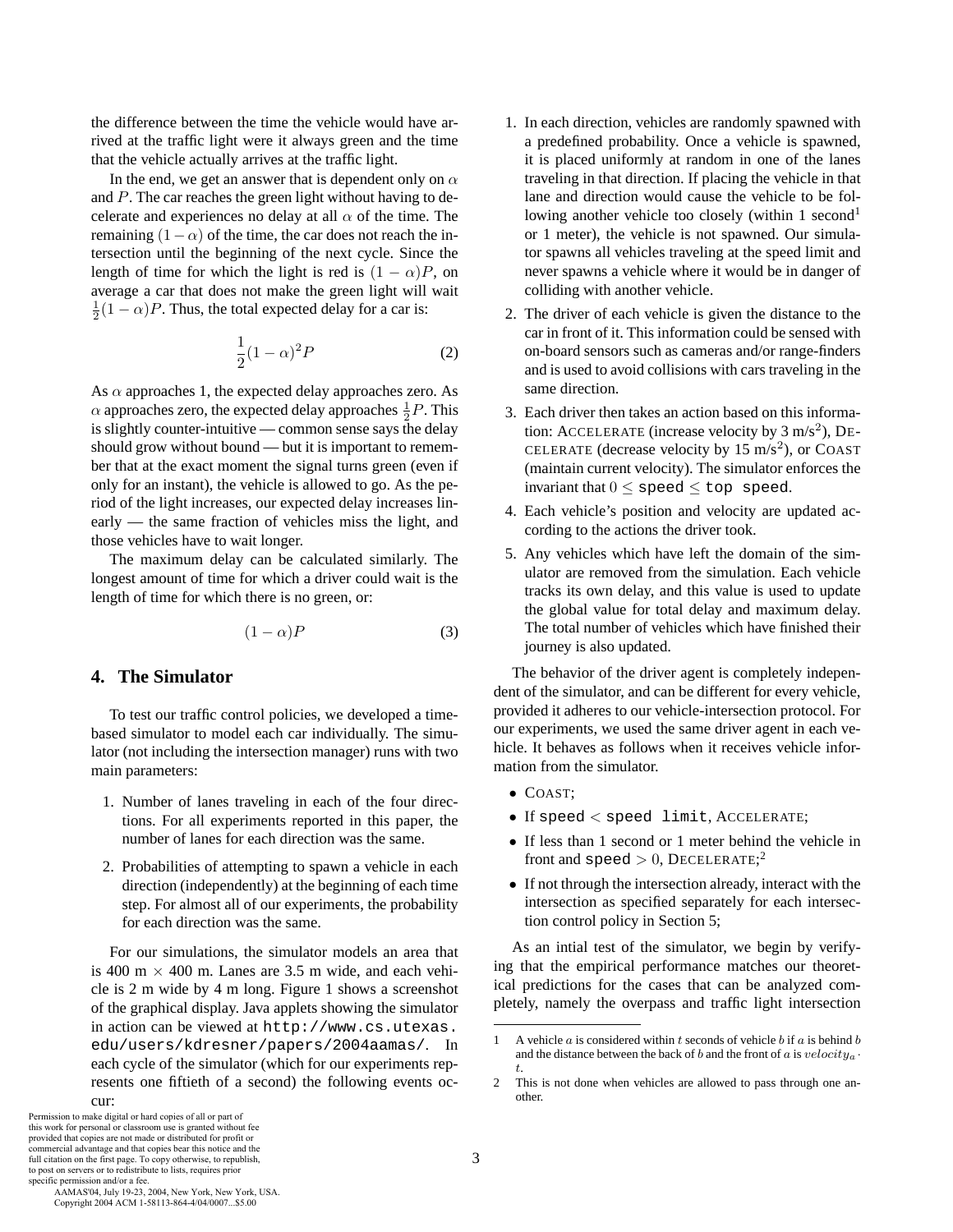the difference between the time the vehicle would have arrived at the traffic light were it always green and the time that the vehicle actually arrives at the traffic light.

In the end, we get an answer that is dependent only on $\alpha$ and $P$. The car reaches the green light without having to decelerate and experiences no delay at all $\alpha$ of the time. The remaining $(1-\alpha)$ of the time, the car does not reach the intersection until the beginning of the next cycle. Since the length of time for which the light is red is $(1-\alpha)P$, on average a car that does not make the green light will wait $\frac{1}{2}(1-\alpha)P$. Thus, the total expected delay for a car is:

$$\frac{1}{2}(1-\alpha)^2 P \tag{2}$$

As $\alpha$ approaches 1, the expected delay approaches zero. As $\alpha$ approaches zero, the expected delay approaches $\frac{1}{2}P$. This is slightly counter-intuitive — common sense says the delay should grow without bound — but it is important to remember that at the exact moment the signal turns green (even if only for an instant), the vehicle is allowed to go. As the period of the light increases, our expected delay increases linearly — the same fraction of vehicles miss the light, and those vehicles have to wait longer.

The maximum delay can be calculated similarly. The longest amount of time for which a driver could wait is the length of time for which there is no green, or:

$$(1-\alpha)P \tag{3}$$

## 4. The Simulator

To test our traffic control policies, we developed a time-based simulator to model each car individually. The simulator (not including the intersection manager) runs with two main parameters:

1. Number of lanes traveling in each of the four directions. For all experiments reported in this paper, the number of lanes for each direction was the same.
2. Probabilities of attempting to spawn a vehicle in each direction (independently) at the beginning of each time step. For almost all of our experiments, the probability for each direction was the same.

For our simulations, the simulator models an area that is 400 m $\times$ 400 m. Lanes are 3.5 m wide, and each vehicle is 2 m wide by 4 m long. Figure 1 shows a screenshot of the graphical display. Java applets showing the simulator in action can be viewed at `http://www.cs.utexas.edu/users/kdresner/papers/2004aamas/`. In each cycle of the simulator (which for our experiments represents one fiftieth of a second) the following events occur:

1. In each direction, vehicles are randomly spawned with a predefined probability. Once a vehicle is spawned, it is placed uniformly at random in one of the lanes traveling in that direction. If placing the vehicle in that lane and direction would cause the vehicle to be following another vehicle too closely (within 1 second[1] or 1 meter), the vehicle is not spawned. Our simulator spawns all vehicles traveling at the speed limit and never spawns a vehicle where it would be in danger of colliding with another vehicle.
2. The driver of each vehicle is given the distance to the car in front of it. This information could be sensed with on-board sensors such as cameras and/or range-finders and is used to avoid collisions with cars traveling in the same direction.
3. Each driver then takes an action based on this information: ACCELERATE (increase velocity by 3 m/s$^2$), DECELERATE (decrease velocity by 15 m/s$^2$), or COAST (maintain current velocity). The simulator enforces the invariant that $0 \leq$ `speed` $\leq$ `top speed`.
4. Each vehicle's position and velocity are updated according to the actions the driver took.
5. Any vehicles which have left the domain of the simulator are removed from the simulation. Each vehicle tracks its own delay, and this value is used to update the global value for total delay and maximum delay. The total number of vehicles which have finished their journey is also updated.

The behavior of the driver agent is completely independent of the simulator, and can be different for every vehicle, provided it adheres to our vehicle-intersection protocol. For our experiments, we used the same driver agent in each vehicle. It behaves as follows when it receives vehicle information from the simulator.

- COAST;
- If `speed` $<$ `speed limit`, ACCELERATE;
- If less than 1 second or 1 meter behind the vehicle in front and `speed` $> 0$, DECELERATE;[2]
- If not through the intersection already, interact with the intersection as specified separately for each intersection control policy in Section 5;

As an intial test of the simulator, we begin by verifying that the empirical performance matches our theoretical predictions for the cases that can be analyzed completely, namely the overpass and traffic light intersection

[1] A vehicle $a$ is considered within $t$ seconds of vehicle $b$ if $a$ is behind $b$ and the distance between the back of $b$ and the front of $a$ is $velocity_a \cdot t$.

[2] This is not done when vehicles are allowed to pass through one another.

Permission to make digital or hard copies of all or part of this work for personal or classroom use is granted without fee provided that copies are not made or distributed for profit or commercial advantage and that copies bear this notice and the full citation on the first page. To copy otherwise, to republish, to post on servers or to redistribute to lists, requires prior specific permission and/or a fee.
AAMAS'04, July 19-23, 2004, New York, New York, USA.
Copyright 2004 ACM 1-58113-864-4/04/0007...$5.00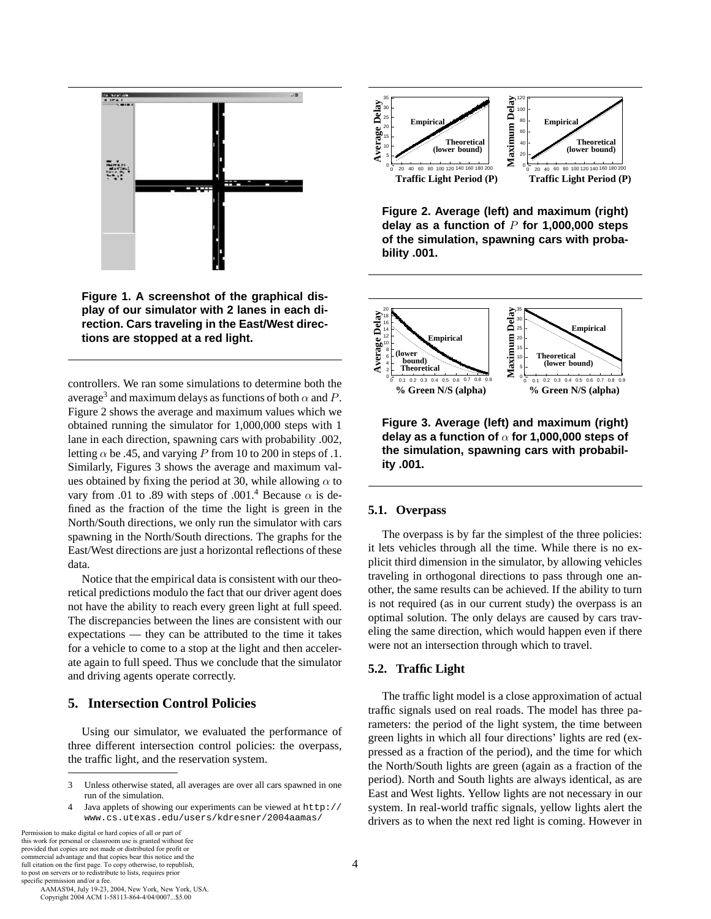Figure 1. A screenshot of the graphical display of our simulator with 2 lanes in each direction. Cars traveling in the East/West directions are stopped at a red light.

controllers. We ran some simulations to determine both the average[3] and maximum delays as functions of both $\alpha$ and $P$. Figure 2 shows the average and maximum values which we obtained running the simulator for 1,000,000 steps with 1 lane in each direction, spawning cars with probability .002, letting $\alpha$ be .45, and varying $P$ from 10 to 200 in steps of .1. Similarly, Figures 3 shows the average and maximum values obtained by fixing the period at 30, while allowing $\alpha$ to vary from .01 to .89 with steps of .001.[4] Because $\alpha$ is defined as the fraction of the time the light is green in the North/South directions, we only run the simulator with cars spawning in the North/South directions. The graphs for the East/West directions are just a horizontal reflections of these data.

Notice that the empirical data is consistent with our theoretical predictions modulo the fact that our driver agent does not have the ability to reach every green light at full speed. The discrepancies between the lines are consistent with our expectations — they can be attributed to the time it takes for a vehicle to come to a stop at the light and then accelerate again to full speed. Thus we conclude that the simulator and driving agents operate correctly.

## 5. Intersection Control Policies

Using our simulator, we evaluated the performance of three different intersection control policies: the overpass, the traffic light, and the reservation system.

Average Delay
Empirical
Theoretical (lower bound)
Traffic Light Period (P)

Maximum Delay
Empirical
Theoretical (lower bound)
Traffic Light Period (P)

Figure 2. Average (left) and maximum (right) delay as a function of $P$ for 1,000,000 steps of the simulation, spawning cars with probability .001.

Average Delay
Empirical
(lower bound) Theoretical
% Green N/S (alpha)

Maximum Delay
Empirical
Theoretical (lower bound)
% Green N/S (alpha)

Figure 3. Average (left) and maximum (right) delay as a function of $\alpha$ for 1,000,000 steps of the simulation, spawning cars with probability .001.

### 5.1. Overpass

The overpass is by far the simplest of the three policies: it lets vehicles through all the time. While there is no explicit third dimension in the simulator, by allowing vehicles traveling in orthogonal directions to pass through one another, the same results can be achieved. If the ability to turn is not required (as in our current study) the overpass is an optimal solution. The only delays are caused by cars traveling the same direction, which would happen even if there were not an intersection through which to travel.

### 5.2. Traffic Light

The traffic light model is a close approximation of actual traffic signals used on real roads. The model has three parameters: the period of the light system, the time between green lights in which all four directions' lights are red (expressed as a fraction of the period), and the time for which the North/South lights are green (again as a fraction of the period). North and South lights are always identical, as are East and West lights. Yellow lights are not necessary in our system. In real-world traffic signals, yellow lights alert the drivers as to when the next red light is coming. However in

3 Unless otherwise stated, all averages are over all cars spawned in one run of the simulation.

4 Java applets of showing our experiments can be viewed at http://www.cs.utexas.edu/users/kdresner/2004aamas/

Permission to make digital or hard copies of all or part of this work for personal or classroom use is granted without fee provided that copies are not made or distributed for profit or commercial advantage and that copies bear this notice and the full citation on the first page. To copy otherwise, to republish, to post on servers or to redistribute to lists, requires prior specific permission and/or a fee.
AAMAS'04, July 19-23, 2004, New York, New York, USA.
Copyright 2004 ACM 1-58113-864-4/04/0007...$5.00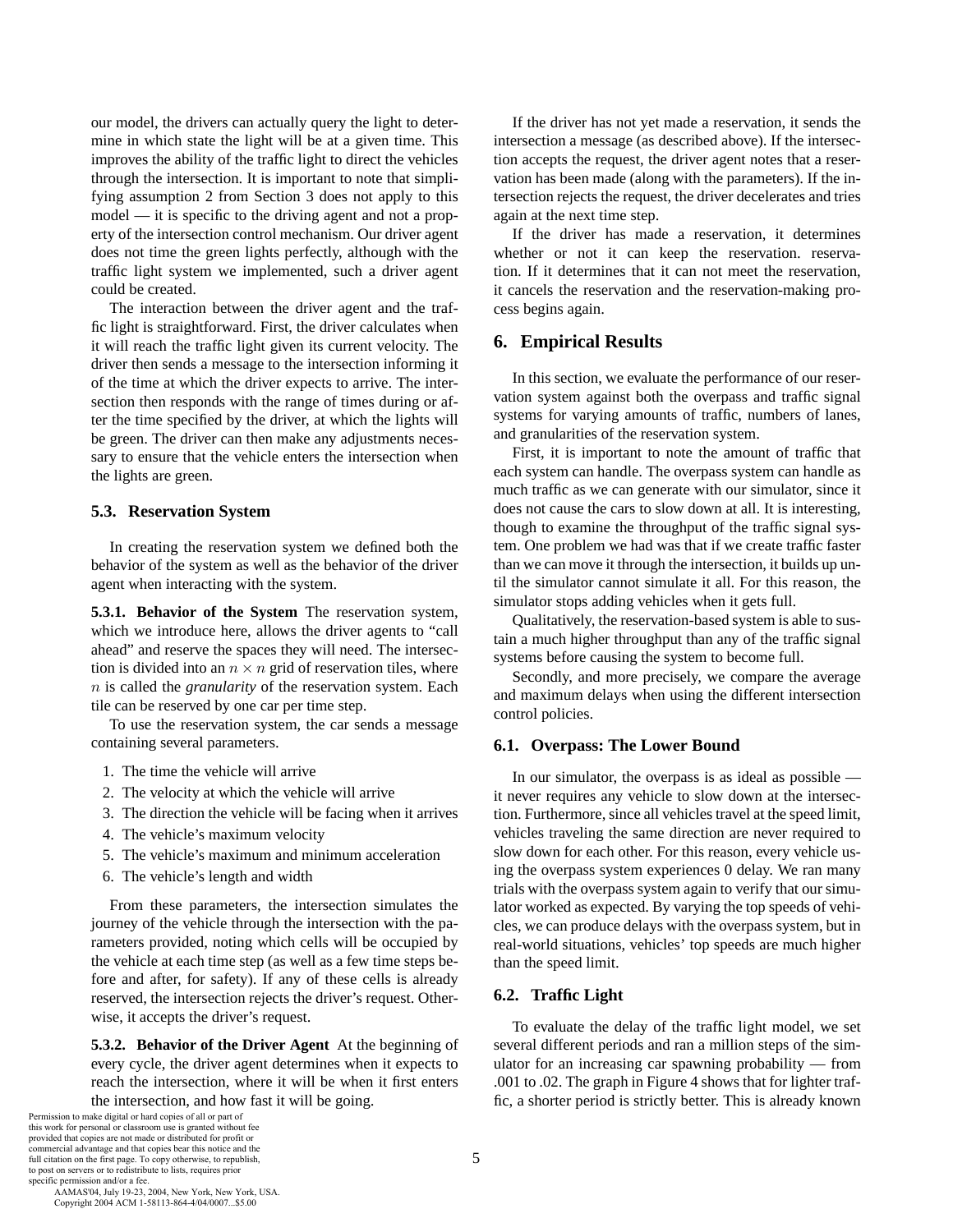our model, the drivers can actually query the light to determine in which state the light will be at a given time. This improves the ability of the traffic light to direct the vehicles through the intersection. It is important to note that simplifying assumption 2 from Section 3 does not apply to this model — it is specific to the driving agent and not a property of the intersection control mechanism. Our driver agent does not time the green lights perfectly, although with the traffic light system we implemented, such a driver agent could be created.

The interaction between the driver agent and the traffic light is straightforward. First, the driver calculates when it will reach the traffic light given its current velocity. The driver then sends a message to the intersection informing it of the time at which the driver expects to arrive. The intersection then responds with the range of times during or after the time specified by the driver, at which the lights will be green. The driver can then make any adjustments necessary to ensure that the vehicle enters the intersection when the lights are green.

### 5.3. Reservation System

In creating the reservation system we defined both the behavior of the system as well as the behavior of the driver agent when interacting with the system.

**5.3.1. Behavior of the System** The reservation system, which we introduce here, allows the driver agents to "call ahead" and reserve the spaces they will need. The intersection is divided into an $n \times n$ grid of reservation tiles, where $n$ is called the *granularity* of the reservation system. Each tile can be reserved by one car per time step.

To use the reservation system, the car sends a message containing several parameters.

1. The time the vehicle will arrive
2. The velocity at which the vehicle will arrive
3. The direction the vehicle will be facing when it arrives
4. The vehicle's maximum velocity
5. The vehicle's maximum and minimum acceleration
6. The vehicle's length and width

From these parameters, the intersection simulates the journey of the vehicle through the intersection with the parameters provided, noting which cells will be occupied by the vehicle at each time step (as well as a few time steps before and after, for safety). If any of these cells is already reserved, the intersection rejects the driver's request. Otherwise, it accepts the driver's request.

**5.3.2. Behavior of the Driver Agent** At the beginning of every cycle, the driver agent determines when it expects to reach the intersection, where it will be when it first enters the intersection, and how fast it will be going.

If the driver has not yet made a reservation, it sends the intersection a message (as described above). If the intersection accepts the request, the driver agent notes that a reservation has been made (along with the parameters). If the intersection rejects the request, the driver decelerates and tries again at the next time step.

If the driver has made a reservation, it determines whether or not it can keep the reservation. reservation. If it determines that it can not meet the reservation, it cancels the reservation and the reservation-making process begins again.

## 6. Empirical Results

In this section, we evaluate the performance of our reservation system against both the overpass and traffic signal systems for varying amounts of traffic, numbers of lanes, and granularities of the reservation system.

First, it is important to note the amount of traffic that each system can handle. The overpass system can handle as much traffic as we can generate with our simulator, since it does not cause the cars to slow down at all. It is interesting, though to examine the throughput of the traffic signal system. One problem we had was that if we create traffic faster than we can move it through the intersection, it builds up until the simulator cannot simulate it all. For this reason, the simulator stops adding vehicles when it gets full.

Qualitatively, the reservation-based system is able to sustain a much higher throughput than any of the traffic signal systems before causing the system to become full.

Secondly, and more precisely, we compare the average and maximum delays when using the different intersection control policies.

### 6.1. Overpass: The Lower Bound

In our simulator, the overpass is as ideal as possible — it never requires any vehicle to slow down at the intersection. Furthermore, since all vehicles travel at the speed limit, vehicles traveling the same direction are never required to slow down for each other. For this reason, every vehicle using the overpass system experiences 0 delay. We ran many trials with the overpass system again to verify that our simulator worked as expected. By varying the top speeds of vehicles, we can produce delays with the overpass system, but in real-world situations, vehicles' top speeds are much higher than the speed limit.

### 6.2. Traffic Light

To evaluate the delay of the traffic light model, we set several different periods and ran a million steps of the simulator for an increasing car spawning probability — from .001 to .02. The graph in Figure 4 shows that for lighter traffic, a shorter period is strictly better. This is already known

Permission to make digital or hard copies of all or part of this work for personal or classroom use is granted without fee provided that copies are not made or distributed for profit or commercial advantage and that copies bear this notice and the full citation on the first page. To copy otherwise, to republish, to post on servers or to redistribute to lists, requires prior specific permission and/or a fee.
AAMAS'04, July 19-23, 2004, New York, New York, USA.
Copyright 2004 ACM 1-58113-864-4/04/0007...$5.00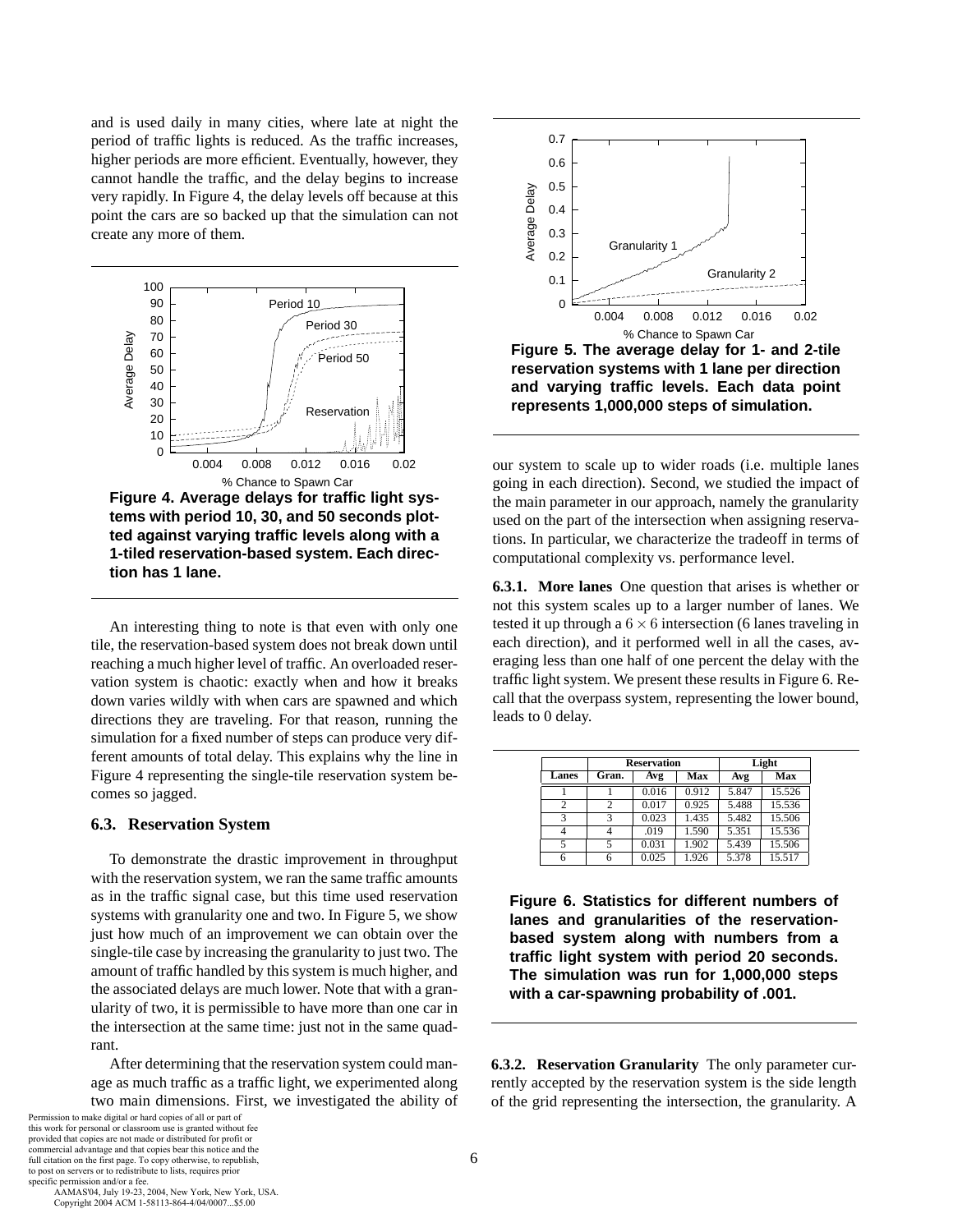and is used daily in many cities, where late at night the period of traffic lights is reduced. As the traffic increases, higher periods are more efficient. Eventually, however, they cannot handle the traffic, and the delay begins to increase very rapidly. In Figure 4, the delay levels off because at this point the cars are so backed up that the simulation can not create any more of them.

**Figure 4. Average delays for traffic light systems with period 10, 30, and 50 seconds plotted against varying traffic levels along with a 1-tiled reservation-based system. Each direction has 1 lane.**

An interesting thing to note is that even with only one tile, the reservation-based system does not break down until reaching a much higher level of traffic. An overloaded reservation system is chaotic: exactly when and how it breaks down varies wildly with when cars are spawned and which directions they are traveling. For that reason, running the simulation for a fixed number of steps can produce very different amounts of total delay. This explains why the line in Figure 4 representing the single-tile reservation system becomes so jagged.

### 6.3. Reservation System

To demonstrate the drastic improvement in throughput with the reservation system, we ran the same traffic amounts as in the traffic signal case, but this time used reservation systems with granularity one and two. In Figure 5, we show just how much of an improvement we can obtain over the single-tile case by increasing the granularity to just two. The amount of traffic handled by this system is much higher, and the associated delays are much lower. Note that with a granularity of two, it is permissible to have more than one car in the intersection at the same time: just not in the same quadrant.

After determining that the reservation system could manage as much traffic as a traffic light, we experimented along two main dimensions. First, we investigated the ability of our system to scale up to wider roads (i.e. multiple lanes going in each direction). Second, we studied the impact of the main parameter in our approach, namely the granularity used on the part of the intersection when assigning reservations. In particular, we characterize the tradeoff in terms of computational complexity vs. performance level.

**Figure 5. The average delay for 1- and 2-tile reservation systems with 1 lane per direction and varying traffic levels. Each data point represents 1,000,000 steps of simulation.**

**6.3.1. More lanes** One question that arises is whether or not this system scales up to a larger number of lanes. We tested it up through a $6 \times 6$ intersection (6 lanes traveling in each direction), and it performed well in all the cases, averaging less than one half of one percent the delay with the traffic light system. We present these results in Figure 6. Recall that the overpass system, representing the lower bound, leads to 0 delay.

| | Reservation | | | Light | |
|---|---|---|---|---|---|
| **Lanes** | **Gran.** | **Avg** | **Max** | **Avg** | **Max** |
| 1 | 1 | 0.016 | 0.912 | 5.847 | 15.526 |
| 2 | 2 | 0.017 | 0.925 | 5.488 | 15.536 |
| 3 | 3 | 0.023 | 1.435 | 5.482 | 15.506 |
| 4 | 4 | .019 | 1.590 | 5.351 | 15.536 |
| 5 | 5 | 0.031 | 1.902 | 5.439 | 15.506 |
| 6 | 6 | 0.025 | 1.926 | 5.378 | 15.517 |

**Figure 6. Statistics for different numbers of lanes and granularities of the reservation-based system along with numbers from a traffic light system with period 20 seconds. The simulation was run for 1,000,000 steps with a car-spawning probability of .001.**

**6.3.2. Reservation Granularity** The only parameter currently accepted by the reservation system is the side length of the grid representing the intersection, the granularity. A

Permission to make digital or hard copies of all or part of this work for personal or classroom use is granted without fee provided that copies are not made or distributed for profit or commercial advantage and that copies bear this notice and the full citation on the first page. To copy otherwise, to republish, to post on servers or to redistribute to lists, requires prior specific permission and/or a fee.
AAMAS'04, July 19-23, 2004, New York, New York, USA.
Copyright 2004 ACM 1-58113-864-4/04/0007...$5.00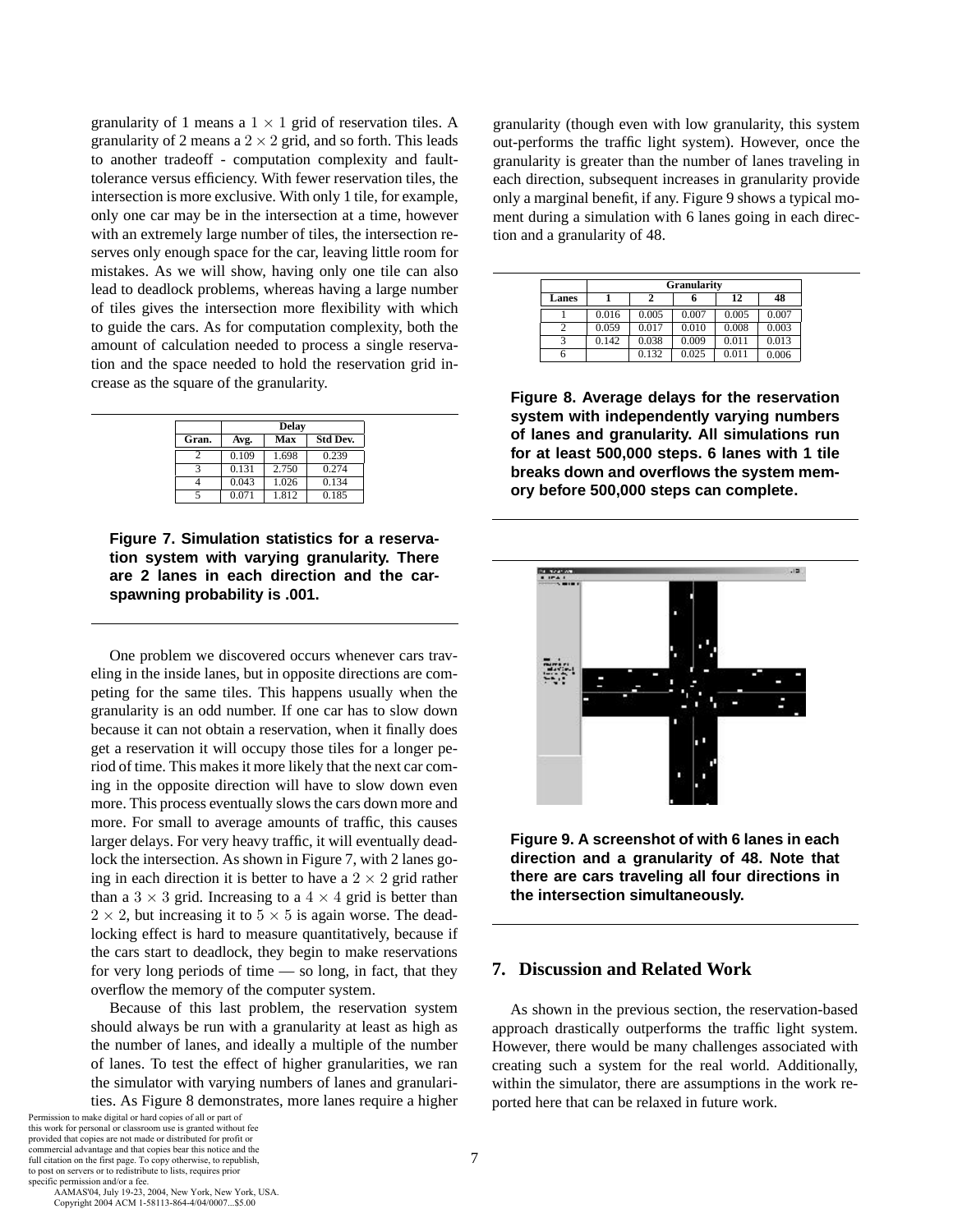granularity of 1 means a $1 \times 1$ grid of reservation tiles. A granularity of 2 means a $2 \times 2$ grid, and so forth. This leads to another tradeoff - computation complexity and fault-tolerance versus efficiency. With fewer reservation tiles, the intersection is more exclusive. With only 1 tile, for example, only one car may be in the intersection at a time, however with an extremely large number of tiles, the intersection reserves only enough space for the car, leaving little room for mistakes. As we will show, having only one tile can also lead to deadlock problems, whereas having a large number of tiles gives the intersection more flexibility with which to guide the cars. As for computation complexity, both the amount of calculation needed to process a single reservation and the space needed to hold the reservation grid increase as the square of the granularity.

| | Delay | | |
|---|---|---|---|
| Gran. | Avg. | Max | Std Dev. |
| 2 | 0.109 | 1.698 | 0.239 |
| 3 | 0.131 | 2.750 | 0.274 |
| 4 | 0.043 | 1.026 | 0.134 |
| 5 | 0.071 | 1.812 | 0.185 |

**Figure 7. Simulation statistics for a reservation system with varying granularity. There are 2 lanes in each direction and the car-spawning probability is .001.**

One problem we discovered occurs whenever cars traveling in the inside lanes, but in opposite directions are competing for the same tiles. This happens usually when the granularity is an odd number. If one car has to slow down because it can not obtain a reservation, when it finally does get a reservation it will occupy those tiles for a longer period of time. This makes it more likely that the next car coming in the opposite direction will have to slow down even more. This process eventually slows the cars down more and more. For small to average amounts of traffic, this causes larger delays. For very heavy traffic, it will eventually deadlock the intersection. As shown in Figure 7, with 2 lanes going in each direction it is better to have a $2 \times 2$ grid rather than a $3 \times 3$ grid. Increasing to a $4 \times 4$ grid is better than $2 \times 2$, but increasing it to $5 \times 5$ is again worse. The deadlocking effect is hard to measure quantitatively, because if the cars start to deadlock, they begin to make reservations for very long periods of time — so long, in fact, that they overflow the memory of the computer system.

Because of this last problem, the reservation system should always be run with a granularity at least as high as the number of lanes, and ideally a multiple of the number of lanes. To test the effect of higher granularities, we ran the simulator with varying numbers of lanes and granularities. As Figure 8 demonstrates, more lanes require a higher granularity (though even with low granularity, this system out-performs the traffic light system). However, once the granularity is greater than the number of lanes traveling in each direction, subsequent increases in granularity provide only a marginal benefit, if any. Figure 9 shows a typical moment during a simulation with 6 lanes going in each direction and a granularity of 48.

| | Granularity | | | | |
|---|---|---|---|---|---|
| Lanes | 1 | 2 | 6 | 12 | 48 |
| 1 | 0.016 | 0.005 | 0.007 | 0.005 | 0.007 |
| 2 | 0.059 | 0.017 | 0.010 | 0.008 | 0.003 |
| 3 | 0.142 | 0.038 | 0.009 | 0.011 | 0.013 |
| 6 | | 0.132 | 0.025 | 0.011 | 0.006 |

**Figure 8. Average delays for the reservation system with independently varying numbers of lanes and granularity. All simulations run for at least 500,000 steps. 6 lanes with 1 tile breaks down and overflows the system memory before 500,000 steps can complete.**

**Figure 9. A screenshot of with 6 lanes in each direction and a granularity of 48. Note that there are cars traveling all four directions in the intersection simultaneously.**

## 7. Discussion and Related Work

As shown in the previous section, the reservation-based approach drastically outperforms the traffic light system. However, there would be many challenges associated with creating such a system for the real world. Additionally, within the simulator, there are assumptions in the work reported here that can be relaxed in future work.

Permission to make digital or hard copies of all or part of this work for personal or classroom use is granted without fee provided that copies are not made or distributed for profit or commercial advantage and that copies bear this notice and the full citation on the first page. To copy otherwise, to republish, to post on servers or to redistribute to lists, requires prior specific permission and/or a fee.
AAMAS'04, July 19-23, 2004, New York, New York, USA.
Copyright 2004 ACM 1-58113-864-4/04/0007...$5.00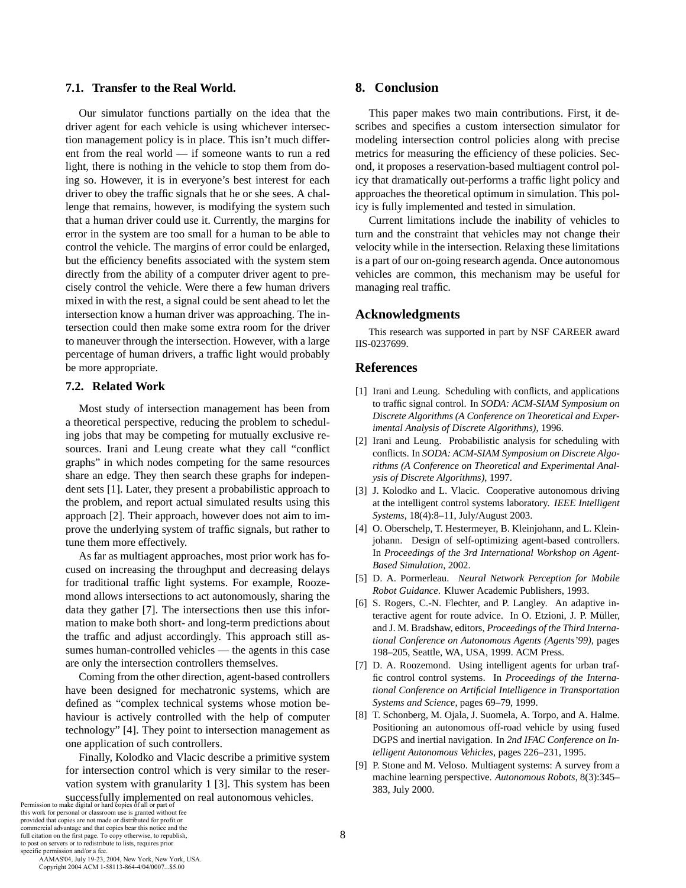### 7.1. Transfer to the Real World.

Our simulator functions partially on the idea that the driver agent for each vehicle is using whichever intersection management policy is in place. This isn't much different from the real world — if someone wants to run a red light, there is nothing in the vehicle to stop them from doing so. However, it is in everyone's best interest for each driver to obey the traffic signals that he or she sees. A challenge that remains, however, is modifying the system such that a human driver could use it. Currently, the margins for error in the system are too small for a human to be able to control the vehicle. The margins of error could be enlarged, but the efficiency benefits associated with the system stem directly from the ability of a computer driver agent to precisely control the vehicle. Were there a few human drivers mixed in with the rest, a signal could be sent ahead to let the intersection know a human driver was approaching. The intersection could then make some extra room for the driver to maneuver through the intersection. However, with a large percentage of human drivers, a traffic light would probably be more appropriate.

### 7.2. Related Work

Most study of intersection management has been from a theoretical perspective, reducing the problem to scheduling jobs that may be competing for mutually exclusive resources. Irani and Leung create what they call "conflict graphs" in which nodes competing for the same resources share an edge. They then search these graphs for independent sets [1]. Later, they present a probabilistic approach to the problem, and report actual simulated results using this approach [2]. Their approach, however does not aim to improve the underlying system of traffic signals, but rather to tune them more effectively.

As far as multiagent approaches, most prior work has focused on increasing the throughput and decreasing delays for traditional traffic light systems. For example, Roozemond allows intersections to act autonomously, sharing the data they gather [7]. The intersections then use this information to make both short- and long-term predictions about the traffic and adjust accordingly. This approach still assumes human-controlled vehicles — the agents in this case are only the intersection controllers themselves.

Coming from the other direction, agent-based controllers have been designed for mechatronic systems, which are defined as "complex technical systems whose motion behaviour is actively controlled with the help of computer technology" [4]. They point to intersection management as one application of such controllers.

Finally, Kolodko and Vlacic describe a primitive system for intersection control which is very similar to the reservation system with granularity 1 [3]. This system has been successfully implemented on real autonomous vehicles.

## 8. Conclusion

This paper makes two main contributions. First, it describes and specifies a custom intersection simulator for modeling intersection control policies along with precise metrics for measuring the efficiency of these policies. Second, it proposes a reservation-based multiagent control policy that dramatically out-performs a traffic light policy and approaches the theoretical optimum in simulation. This policy is fully implemented and tested in simulation.

Current limitations include the inability of vehicles to turn and the constraint that vehicles may not change their velocity while in the intersection. Relaxing these limitations is a part of our on-going research agenda. Once autonomous vehicles are common, this mechanism may be useful for managing real traffic.

## Acknowledgments

This research was supported in part by NSF CAREER award IIS-0237699.

## References

[1] Irani and Leung. Scheduling with conflicts, and applications to traffic signal control. In *SODA: ACM-SIAM Symposium on Discrete Algorithms (A Conference on Theoretical and Experimental Analysis of Discrete Algorithms)*, 1996.

[2] Irani and Leung. Probabilistic analysis for scheduling with conflicts. In *SODA: ACM-SIAM Symposium on Discrete Algorithms (A Conference on Theoretical and Experimental Analysis of Discrete Algorithms)*, 1997.

[3] J. Kolodko and L. Vlacic. Cooperative autonomous driving at the intelligent control systems laboratory. *IEEE Intelligent Systems*, 18(4):8–11, July/August 2003.

[4] O. Oberschelp, T. Hestermeyer, B. Kleinjohann, and L. Kleinjohann. Design of self-optimizing agent-based controllers. In *Proceedings of the 3rd International Workshop on Agent-Based Simulation*, 2002.

[5] D. A. Pormerleau. *Neural Network Perception for Mobile Robot Guidance*. Kluwer Academic Publishers, 1993.

[6] S. Rogers, C.-N. Flechter, and P. Langley. An adaptive interactive agent for route advice. In O. Etzioni, J. P. Müller, and J. M. Bradshaw, editors, *Proceedings of the Third International Conference on Autonomous Agents (Agents'99)*, pages 198–205, Seattle, WA, USA, 1999. ACM Press.

[7] D. A. Roozemond. Using intelligent agents for urban traffic control control systems. In *Proceedings of the International Conference on Artificial Intelligence in Transportation Systems and Science*, pages 69–79, 1999.

[8] T. Schonberg, M. Ojala, J. Suomela, A. Torpo, and A. Halme. Positioning an autonomous off-road vehicle by using fused DGPS and inertial navigation. In *2nd IFAC Conference on Intelligent Autonomous Vehicles*, pages 226–231, 1995.

[9] P. Stone and M. Veloso. Multiagent systems: A survey from a machine learning perspective. *Autonomous Robots*, 8(3):345–383, July 2000.

Permission to make digital or hard copies of all or part of this work for personal or classroom use is granted without fee provided that copies are not made or distributed for profit or commercial advantage and that copies bear this notice and the full citation on the first page. To copy otherwise, to republish, to post on servers or to redistribute to lists, requires prior specific permission and/or a fee.
AAMAS'04, July 19-23, 2004, New York, New York, USA.
Copyright 2004 ACM 1-58113-864-4/04/0007...$5.00